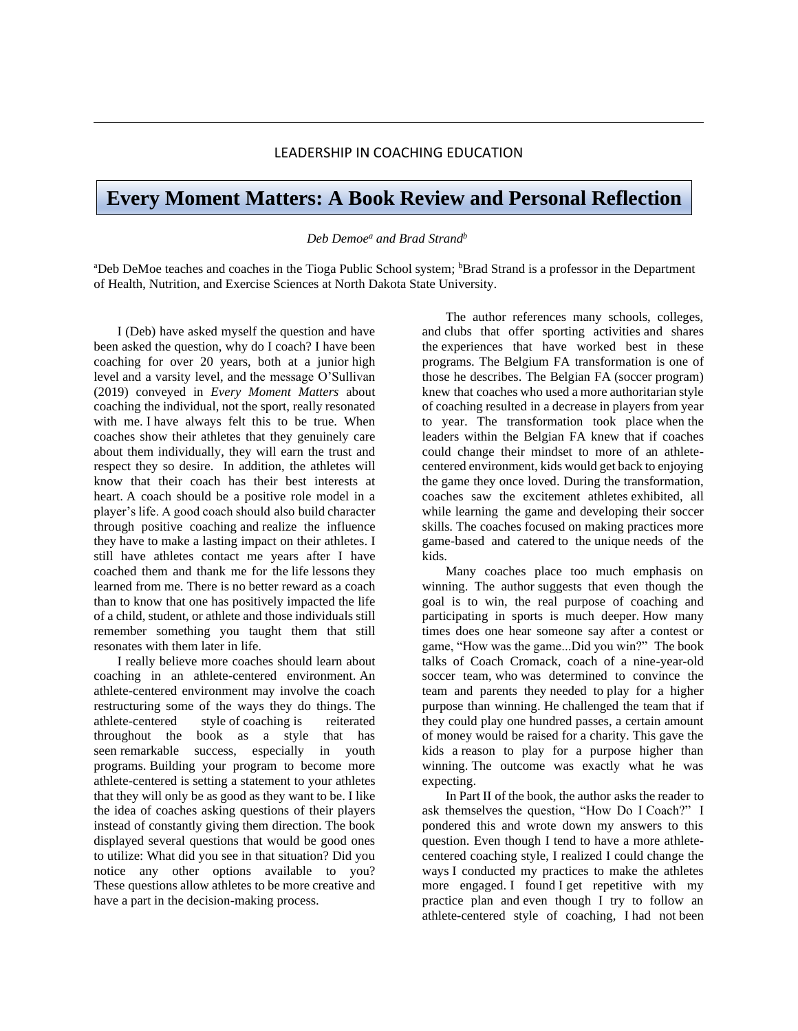LEADERSHIP IN COACHING EDUCATION

# Every Moment Matters: A Book Review and Personal Reflection

*Deb Demoe[a] and Brad Strand[b]*

[a]Deb DeMoe teaches and coaches in the Tioga Public School system; [b]Brad Strand is a professor in the Department of Health, Nutrition, and Exercise Sciences at North Dakota State University.

I (Deb) have asked myself the question and have been asked the question, why do I coach? I have been coaching for over 20 years, both at a junior high level and a varsity level, and the message O'Sullivan (2019) conveyed in *Every Moment Matters* about coaching the individual, not the sport, really resonated with me. I have always felt this to be true. When coaches show their athletes that they genuinely care about them individually, they will earn the trust and respect they so desire. In addition, the athletes will know that their coach has their best interests at heart. A coach should be a positive role model in a player's life. A good coach should also build character through positive coaching and realize the influence they have to make a lasting impact on their athletes. I still have athletes contact me years after I have coached them and thank me for the life lessons they learned from me. There is no better reward as a coach than to know that one has positively impacted the life of a child, student, or athlete and those individuals still remember something you taught them that still resonates with them later in life.

I really believe more coaches should learn about coaching in an athlete-centered environment. An athlete-centered environment may involve the coach restructuring some of the ways they do things. The athlete-centered style of coaching is reiterated throughout the book as a style that has seen remarkable success, especially in youth programs. Building your program to become more athlete-centered is setting a statement to your athletes that they will only be as good as they want to be. I like the idea of coaches asking questions of their players instead of constantly giving them direction. The book displayed several questions that would be good ones to utilize: What did you see in that situation? Did you notice any other options available to you? These questions allow athletes to be more creative and have a part in the decision-making process.

The author references many schools, colleges, and clubs that offer sporting activities and shares the experiences that have worked best in these programs. The Belgium FA transformation is one of those he describes. The Belgian FA (soccer program) knew that coaches who used a more authoritarian style of coaching resulted in a decrease in players from year to year. The transformation took place when the leaders within the Belgian FA knew that if coaches could change their mindset to more of an athlete-centered environment, kids would get back to enjoying the game they once loved. During the transformation, coaches saw the excitement athletes exhibited, all while learning the game and developing their soccer skills. The coaches focused on making practices more game-based and catered to the unique needs of the kids.

Many coaches place too much emphasis on winning. The author suggests that even though the goal is to win, the real purpose of coaching and participating in sports is much deeper. How many times does one hear someone say after a contest or game, "How was the game...Did you win?" The book talks of Coach Cromack, coach of a nine-year-old soccer team, who was determined to convince the team and parents they needed to play for a higher purpose than winning. He challenged the team that if they could play one hundred passes, a certain amount of money would be raised for a charity. This gave the kids a reason to play for a purpose higher than winning. The outcome was exactly what he was expecting.

In Part II of the book, the author asks the reader to ask themselves the question, "How Do I Coach?" I pondered this and wrote down my answers to this question. Even though I tend to have a more athlete-centered coaching style, I realized I could change the ways I conducted my practices to make the athletes more engaged. I found I get repetitive with my practice plan and even though I try to follow an athlete-centered style of coaching, I had not been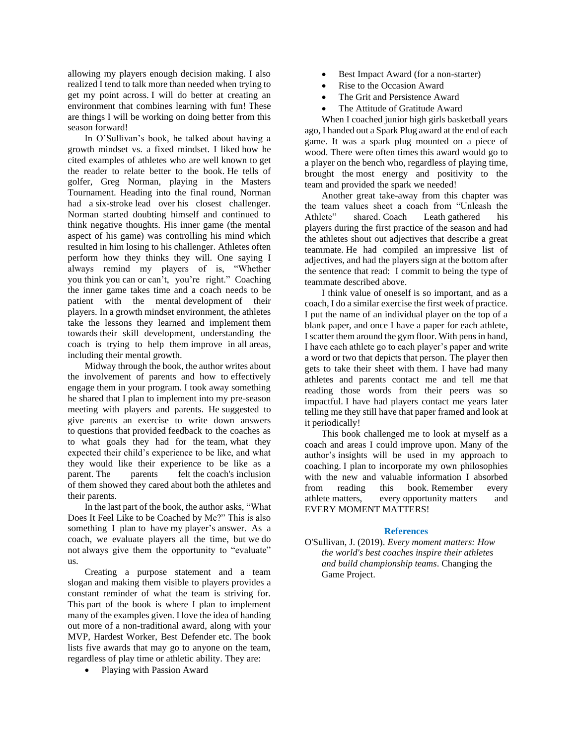allowing my players enough decision making. I also realized I tend to talk more than needed when trying to get my point across. I will do better at creating an environment that combines learning with fun! These are things I will be working on doing better from this season forward!

In O'Sullivan's book, he talked about having a growth mindset vs. a fixed mindset. I liked how he cited examples of athletes who are well known to get the reader to relate better to the book. He tells of golfer, Greg Norman, playing in the Masters Tournament. Heading into the final round, Norman had a six-stroke lead over his closest challenger. Norman started doubting himself and continued to think negative thoughts. His inner game (the mental aspect of his game) was controlling his mind which resulted in him losing to his challenger. Athletes often perform how they thinks they will. One saying I always remind my players of is, "Whether you think you can or can't, you're right." Coaching the inner game takes time and a coach needs to be patient with the mental development of their players. In a growth mindset environment, the athletes take the lessons they learned and implement them towards their skill development, understanding the coach is trying to help them improve in all areas, including their mental growth.

Midway through the book, the author writes about the involvement of parents and how to effectively engage them in your program. I took away something he shared that I plan to implement into my pre-season meeting with players and parents. He suggested to give parents an exercise to write down answers to questions that provided feedback to the coaches as to what goals they had for the team, what they expected their child's experience to be like, and what they would like their experience to be like as a parent. The parents felt the coach's inclusion of them showed they cared about both the athletes and their parents.

In the last part of the book, the author asks, "What Does It Feel Like to be Coached by Me?" This is also something I plan to have my player's answer. As a coach, we evaluate players all the time, but we do not always give them the opportunity to "evaluate" us.

Creating a purpose statement and a team slogan and making them visible to players provides a constant reminder of what the team is striving for. This part of the book is where I plan to implement many of the examples given. I love the idea of handing out more of a non-traditional award, along with your MVP, Hardest Worker, Best Defender etc. The book lists five awards that may go to anyone on the team, regardless of play time or athletic ability. They are:

- Playing with Passion Award
- Best Impact Award (for a non-starter)
- Rise to the Occasion Award
- The Grit and Persistence Award
- The Attitude of Gratitude Award

When I coached junior high girls basketball years ago, I handed out a Spark Plug award at the end of each game. It was a spark plug mounted on a piece of wood. There were often times this award would go to a player on the bench who, regardless of playing time, brought the most energy and positivity to the team and provided the spark we needed!

Another great take-away from this chapter was the team values sheet a coach from "Unleash the Athlete" shared. Coach Leath gathered his players during the first practice of the season and had the athletes shout out adjectives that describe a great teammate. He had compiled an impressive list of adjectives, and had the players sign at the bottom after the sentence that read: I commit to being the type of teammate described above.

I think value of oneself is so important, and as a coach, I do a similar exercise the first week of practice. I put the name of an individual player on the top of a blank paper, and once I have a paper for each athlete, I scatter them around the gym floor. With pens in hand, I have each athlete go to each player's paper and write a word or two that depicts that person. The player then gets to take their sheet with them. I have had many athletes and parents contact me and tell me that reading those words from their peers was so impactful. I have had players contact me years later telling me they still have that paper framed and look at it periodically!

This book challenged me to look at myself as a coach and areas I could improve upon. Many of the author's insights will be used in my approach to coaching. I plan to incorporate my own philosophies with the new and valuable information I absorbed from reading this book. Remember every athlete matters, every opportunity matters and EVERY MOMENT MATTERS!

## References

O'Sullivan, J. (2019). *Every moment matters: How the world's best coaches inspire their athletes and build championship teams*. Changing the Game Project.